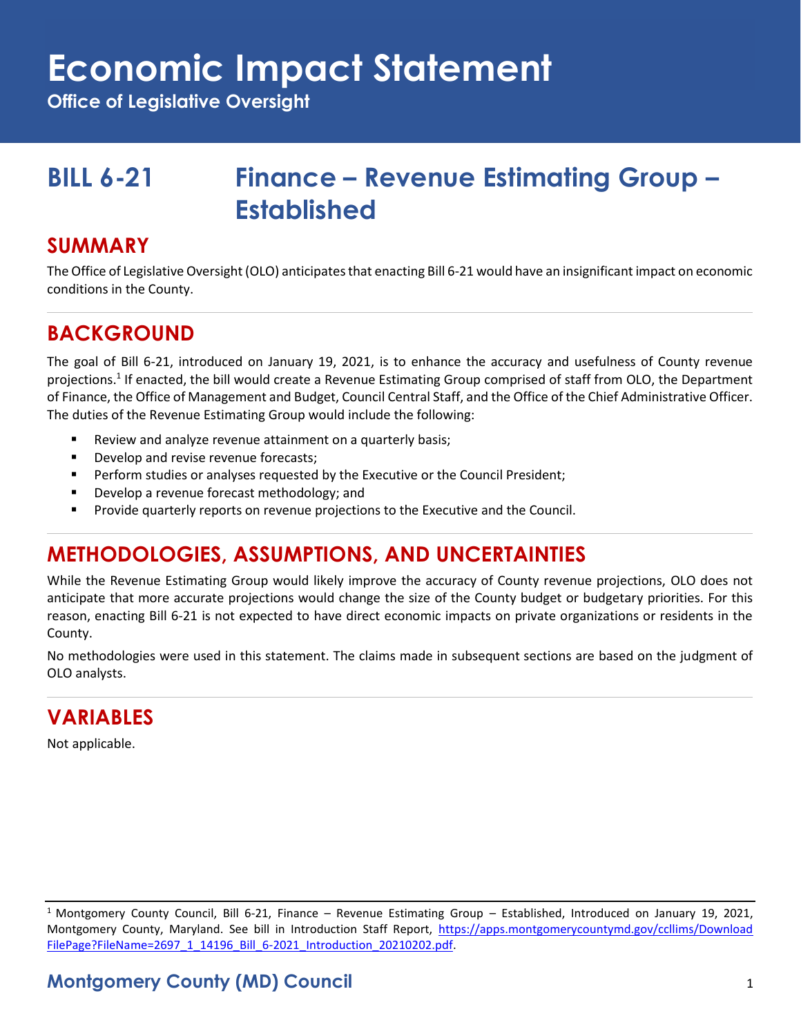# Economic Impact Statement

**Office of Legislative Oversight**

## BILL 6-21 Finance – Revenue Estimating Group – Established

## SUMMARY

The Office of Legislative Oversight (OLO) anticipates that enacting Bill 6-21 would have an insignificant impact on economic conditions in the County.

## BACKGROUND

The goal of Bill 6-21, introduced on January 19, 2021, is to enhance the accuracy and usefulness of County revenue projections.[1] If enacted, the bill would create a Revenue Estimating Group comprised of staff from OLO, the Department of Finance, the Office of Management and Budget, Council Central Staff, and the Office of the Chief Administrative Officer. The duties of the Revenue Estimating Group would include the following:

- Review and analyze revenue attainment on a quarterly basis;
- Develop and revise revenue forecasts;
- Perform studies or analyses requested by the Executive or the Council President;
- Develop a revenue forecast methodology; and
- Provide quarterly reports on revenue projections to the Executive and the Council.

## METHODOLOGIES, ASSUMPTIONS, AND UNCERTAINTIES

While the Revenue Estimating Group would likely improve the accuracy of County revenue projections, OLO does not anticipate that more accurate projections would change the size of the County budget or budgetary priorities. For this reason, enacting Bill 6-21 is not expected to have direct economic impacts on private organizations or residents in the County.

No methodologies were used in this statement. The claims made in subsequent sections are based on the judgment of OLO analysts.

## VARIABLES

Not applicable.

---

[1] Montgomery County Council, Bill 6-21, Finance – Revenue Estimating Group – Established, Introduced on January 19, 2021, Montgomery County, Maryland. See bill in Introduction Staff Report, https://apps.montgomerycountymd.gov/ccllims/DownloadFilePage?FileName=2697_1_14196_Bill_6-2021_Introduction_20210202.pdf.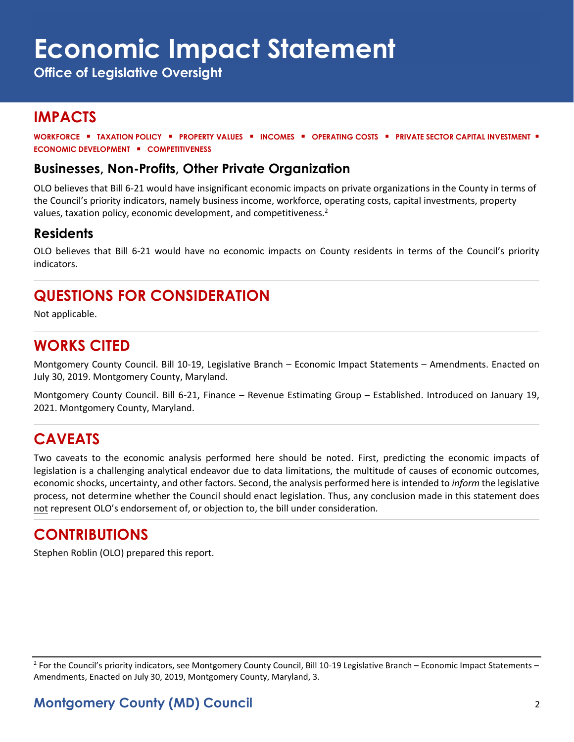# Economic Impact Statement

**Office of Legislative Oversight**

## IMPACTS

**WORKFORCE ▪ TAXATION POLICY ▪ PROPERTY VALUES ▪ INCOMES ▪ OPERATING COSTS ▪ PRIVATE SECTOR CAPITAL INVESTMENT ▪ ECONOMIC DEVELOPMENT ▪ COMPETITIVENESS**

### Businesses, Non-Profits, Other Private Organization

OLO believes that Bill 6-21 would have insignificant economic impacts on private organizations in the County in terms of the Council's priority indicators, namely business income, workforce, operating costs, capital investments, property values, taxation policy, economic development, and competitiveness.[2]

### Residents

OLO believes that Bill 6-21 would have no economic impacts on County residents in terms of the Council's priority indicators.

## QUESTIONS FOR CONSIDERATION

Not applicable.

## WORKS CITED

Montgomery County Council. Bill 10-19, Legislative Branch – Economic Impact Statements – Amendments. Enacted on July 30, 2019. Montgomery County, Maryland.

Montgomery County Council. Bill 6-21, Finance – Revenue Estimating Group – Established. Introduced on January 19, 2021. Montgomery County, Maryland.

## CAVEATS

Two caveats to the economic analysis performed here should be noted. First, predicting the economic impacts of legislation is a challenging analytical endeavor due to data limitations, the multitude of causes of economic outcomes, economic shocks, uncertainty, and other factors. Second, the analysis performed here is intended to *inform* the legislative process, not determine whether the Council should enact legislation. Thus, any conclusion made in this statement does not represent OLO's endorsement of, or objection to, the bill under consideration.

## CONTRIBUTIONS

Stephen Roblin (OLO) prepared this report.

[2] For the Council's priority indicators, see Montgomery County Council, Bill 10-19 Legislative Branch – Economic Impact Statements – Amendments, Enacted on July 30, 2019, Montgomery County, Maryland, 3.